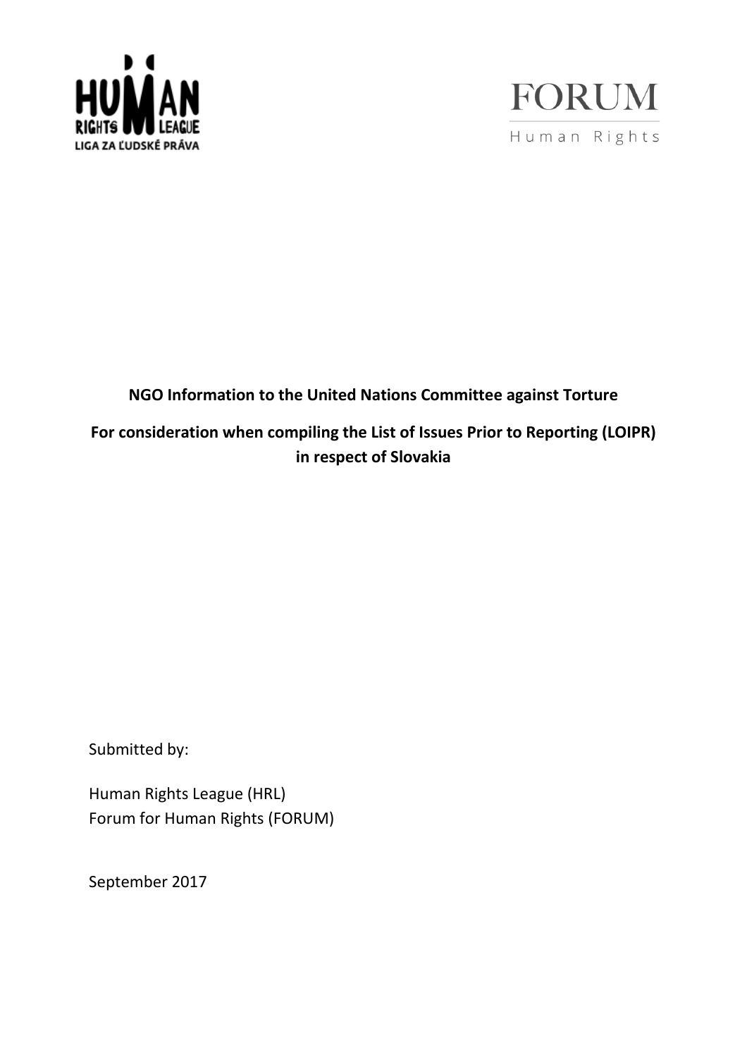**NGO Information to the United Nations Committee against Torture**

**For consideration when compiling the List of Issues Prior to Reporting (LOIPR) in respect of Slovakia**

Submitted by:

Human Rights League (HRL)
Forum for Human Rights (FORUM)

September 2017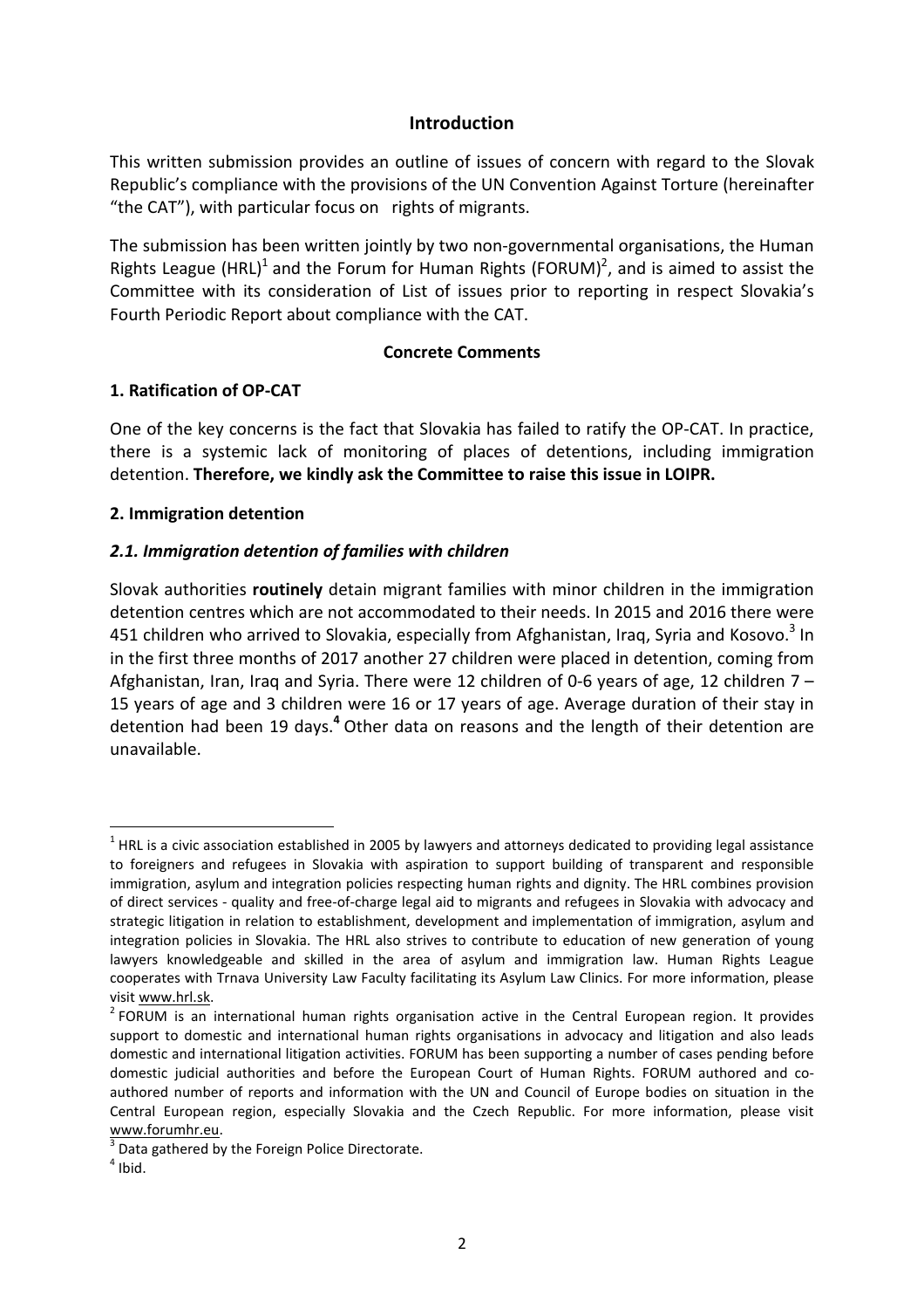## Introduction

This written submission provides an outline of issues of concern with regard to the Slovak Republic's compliance with the provisions of the UN Convention Against Torture (hereinafter "the CAT"), with particular focus on rights of migrants.

The submission has been written jointly by two non-governmental organisations, the Human Rights League (HRL)[1] and the Forum for Human Rights (FORUM)[2], and is aimed to assist the Committee with its consideration of List of issues prior to reporting in respect Slovakia's Fourth Periodic Report about compliance with the CAT.

## Concrete Comments

### 1. Ratification of OP-CAT

One of the key concerns is the fact that Slovakia has failed to ratify the OP-CAT. In practice, there is a systemic lack of monitoring of places of detentions, including immigration detention. **Therefore, we kindly ask the Committee to raise this issue in LOIPR.**

### 2. Immigration detention

#### *2.1. Immigration detention of families with children*

Slovak authorities **routinely** detain migrant families with minor children in the immigration detention centres which are not accommodated to their needs. In 2015 and 2016 there were 451 children who arrived to Slovakia, especially from Afghanistan, Iraq, Syria and Kosovo.[3] In in the first three months of 2017 another 27 children were placed in detention, coming from Afghanistan, Iran, Iraq and Syria. There were 12 children of 0-6 years of age, 12 children 7 – 15 years of age and 3 children were 16 or 17 years of age. Average duration of their stay in detention had been 19 days.[4] Other data on reasons and the length of their detention are unavailable.

---

[1] HRL is a civic association established in 2005 by lawyers and attorneys dedicated to providing legal assistance to foreigners and refugees in Slovakia with aspiration to support building of transparent and responsible immigration, asylum and integration policies respecting human rights and dignity. The HRL combines provision of direct services - quality and free-of-charge legal aid to migrants and refugees in Slovakia with advocacy and strategic litigation in relation to establishment, development and implementation of immigration, asylum and integration policies in Slovakia. The HRL also strives to contribute to education of new generation of young lawyers knowledgeable and skilled in the area of asylum and immigration law. Human Rights League cooperates with Trnava University Law Faculty facilitating its Asylum Law Clinics. For more information, please visit www.hrl.sk.

[2] FORUM is an international human rights organisation active in the Central European region. It provides support to domestic and international human rights organisations in advocacy and litigation and also leads domestic and international litigation activities. FORUM has been supporting a number of cases pending before domestic judicial authorities and before the European Court of Human Rights. FORUM authored and co-authored number of reports and information with the UN and Council of Europe bodies on situation in the Central European region, especially Slovakia and the Czech Republic. For more information, please visit www.forumhr.eu.

[3] Data gathered by the Foreign Police Directorate.

[4] Ibid.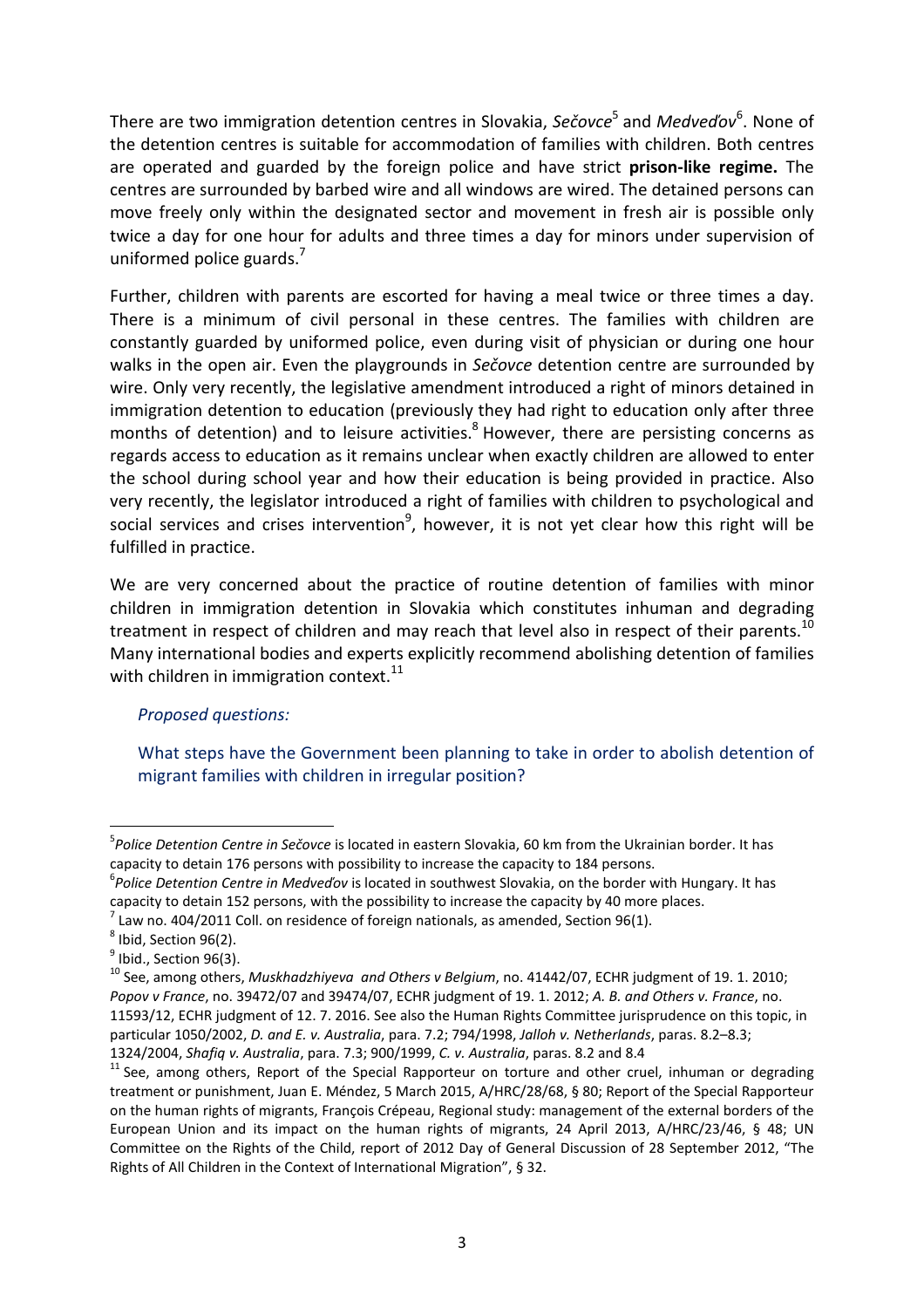There are two immigration detention centres in Slovakia, *Sečovce*[5] and *Medveďov*[6]. None of the detention centres is suitable for accommodation of families with children. Both centres are operated and guarded by the foreign police and have strict **prison-like regime.** The centres are surrounded by barbed wire and all windows are wired. The detained persons can move freely only within the designated sector and movement in fresh air is possible only twice a day for one hour for adults and three times a day for minors under supervision of uniformed police guards.[7]

Further, children with parents are escorted for having a meal twice or three times a day. There is a minimum of civil personal in these centres. The families with children are constantly guarded by uniformed police, even during visit of physician or during one hour walks in the open air. Even the playgrounds in *Sečovce* detention centre are surrounded by wire. Only very recently, the legislative amendment introduced a right of minors detained in immigration detention to education (previously they had right to education only after three months of detention) and to leisure activities.[8] However, there are persisting concerns as regards access to education as it remains unclear when exactly children are allowed to enter the school during school year and how their education is being provided in practice. Also very recently, the legislator introduced a right of families with children to psychological and social services and crises intervention[9], however, it is not yet clear how this right will be fulfilled in practice.

We are very concerned about the practice of routine detention of families with minor children in immigration detention in Slovakia which constitutes inhuman and degrading treatment in respect of children and may reach that level also in respect of their parents.[10] Many international bodies and experts explicitly recommend abolishing detention of families with children in immigration context.[11]

*Proposed questions:*

What steps have the Government been planning to take in order to abolish detention of migrant families with children in irregular position?

---

[5] *Police Detention Centre in Sečovce* is located in eastern Slovakia, 60 km from the Ukrainian border. It has capacity to detain 176 persons with possibility to increase the capacity to 184 persons.

[6] *Police Detention Centre in Medveďov* is located in southwest Slovakia, on the border with Hungary. It has capacity to detain 152 persons, with the possibility to increase the capacity by 40 more places.

[7] Law no. 404/2011 Coll. on residence of foreign nationals, as amended, Section 96(1).

[8] Ibid, Section 96(2).

[9] Ibid., Section 96(3).

[10] See, among others, *Muskhadzhiyeva and Others v Belgium*, no. 41442/07, ECHR judgment of 19. 1. 2010; *Popov v France*, no. 39472/07 and 39474/07, ECHR judgment of 19. 1. 2012; *A. B. and Others v. France*, no. 11593/12, ECHR judgment of 12. 7. 2016. See also the Human Rights Committee jurisprudence on this topic, in particular 1050/2002, *D. and E. v. Australia*, para. 7.2; 794/1998, *Jalloh v. Netherlands*, paras. 8.2–8.3; 1324/2004, *Shafiq v. Australia*, para. 7.3; 900/1999, *C. v. Australia*, paras. 8.2 and 8.4

[11] See, among others, Report of the Special Rapporteur on torture and other cruel, inhuman or degrading treatment or punishment, Juan E. Méndez, 5 March 2015, A/HRC/28/68, § 80; Report of the Special Rapporteur on the human rights of migrants, François Crépeau, Regional study: management of the external borders of the European Union and its impact on the human rights of migrants, 24 April 2013, A/HRC/23/46, § 48; UN Committee on the Rights of the Child, report of 2012 Day of General Discussion of 28 September 2012, "The Rights of All Children in the Context of International Migration", § 32.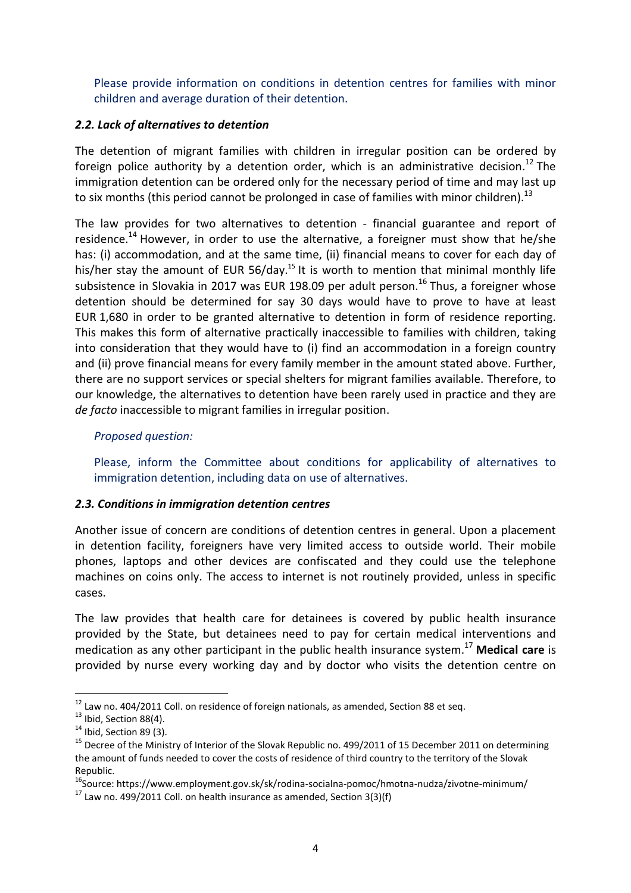Please provide information on conditions in detention centres for families with minor children and average duration of their detention.

### *2.2. Lack of alternatives to detention*

The detention of migrant families with children in irregular position can be ordered by foreign police authority by a detention order, which is an administrative decision.[12] The immigration detention can be ordered only for the necessary period of time and may last up to six months (this period cannot be prolonged in case of families with minor children).[13]

The law provides for two alternatives to detention - financial guarantee and report of residence.[14] However, in order to use the alternative, a foreigner must show that he/she has: (i) accommodation, and at the same time, (ii) financial means to cover for each day of his/her stay the amount of EUR 56/day.[15] It is worth to mention that minimal monthly life subsistence in Slovakia in 2017 was EUR 198.09 per adult person.[16] Thus, a foreigner whose detention should be determined for say 30 days would have to prove to have at least EUR 1,680 in order to be granted alternative to detention in form of residence reporting. This makes this form of alternative practically inaccessible to families with children, taking into consideration that they would have to (i) find an accommodation in a foreign country and (ii) prove financial means for every family member in the amount stated above. Further, there are no support services or special shelters for migrant families available. Therefore, to our knowledge, the alternatives to detention have been rarely used in practice and they are *de facto* inaccessible to migrant families in irregular position.

*Proposed question:*

Please, inform the Committee about conditions for applicability of alternatives to immigration detention, including data on use of alternatives.

### *2.3. Conditions in immigration detention centres*

Another issue of concern are conditions of detention centres in general. Upon a placement in detention facility, foreigners have very limited access to outside world. Their mobile phones, laptops and other devices are confiscated and they could use the telephone machines on coins only. The access to internet is not routinely provided, unless in specific cases.

The law provides that health care for detainees is covered by public health insurance provided by the State, but detainees need to pay for certain medical interventions and medication as any other participant in the public health insurance system.[17] **Medical care** is provided by nurse every working day and by doctor who visits the detention centre on

---

[12] Law no. 404/2011 Coll. on residence of foreign nationals, as amended, Section 88 et seq.

[13] Ibid, Section 88(4).

[14] Ibid, Section 89 (3).

[15] Decree of the Ministry of Interior of the Slovak Republic no. 499/2011 of 15 December 2011 on determining the amount of funds needed to cover the costs of residence of third country to the territory of the Slovak Republic.

[16] Source: https://www.employment.gov.sk/sk/rodina-socialna-pomoc/hmotna-nudza/zivotne-minimum/

[17] Law no. 499/2011 Coll. on health insurance as amended, Section 3(3)(f)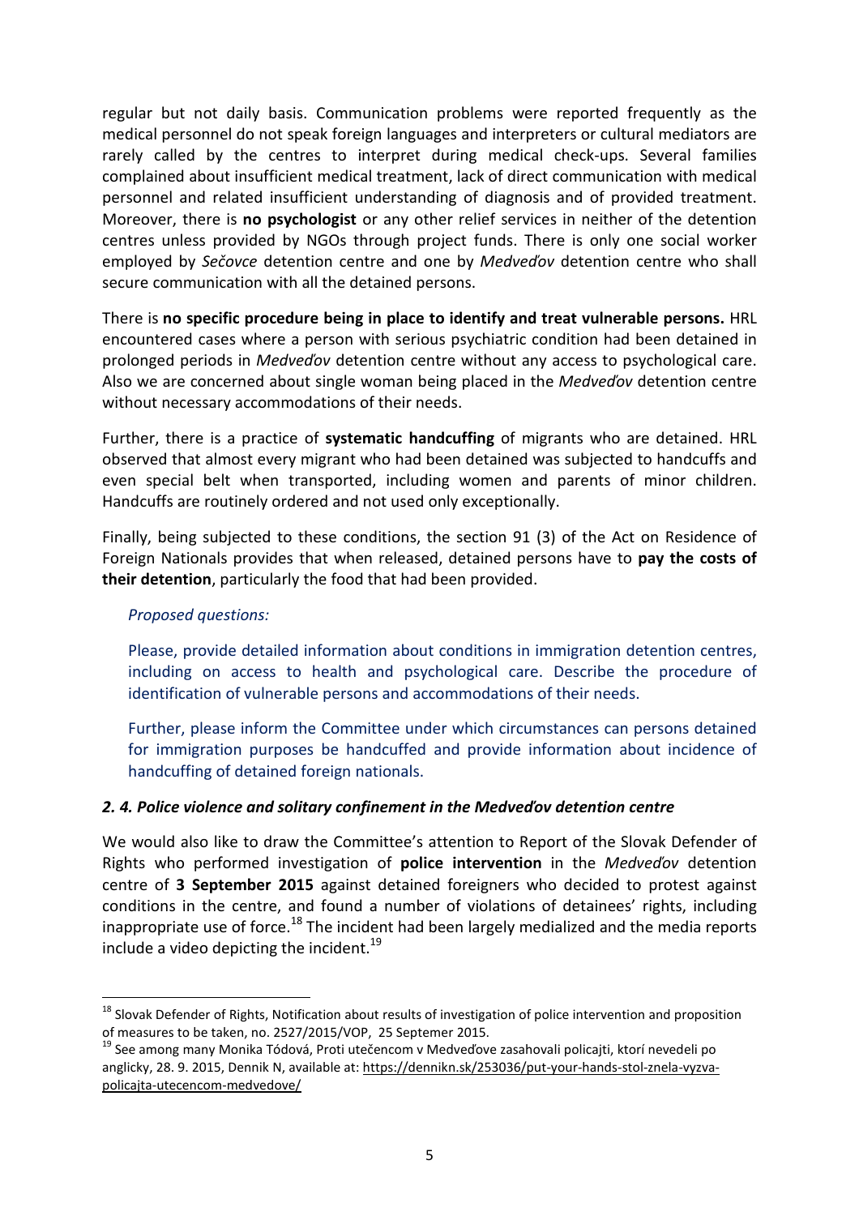regular but not daily basis. Communication problems were reported frequently as the medical personnel do not speak foreign languages and interpreters or cultural mediators are rarely called by the centres to interpret during medical check-ups. Several families complained about insufficient medical treatment, lack of direct communication with medical personnel and related insufficient understanding of diagnosis and of provided treatment. Moreover, there is **no psychologist** or any other relief services in neither of the detention centres unless provided by NGOs through project funds. There is only one social worker employed by *Sečovce* detention centre and one by *Medveďov* detention centre who shall secure communication with all the detained persons.

There is **no specific procedure being in place to identify and treat vulnerable persons.** HRL encountered cases where a person with serious psychiatric condition had been detained in prolonged periods in *Medveďov* detention centre without any access to psychological care. Also we are concerned about single woman being placed in the *Medveďov* detention centre without necessary accommodations of their needs.

Further, there is a practice of **systematic handcuffing** of migrants who are detained. HRL observed that almost every migrant who had been detained was subjected to handcuffs and even special belt when transported, including women and parents of minor children. Handcuffs are routinely ordered and not used only exceptionally.

Finally, being subjected to these conditions, the section 91 (3) of the Act on Residence of Foreign Nationals provides that when released, detained persons have to **pay the costs of their detention**, particularly the food that had been provided.

> *Proposed questions:*
>
> Please, provide detailed information about conditions in immigration detention centres, including on access to health and psychological care. Describe the procedure of identification of vulnerable persons and accommodations of their needs.
>
> Further, please inform the Committee under which circumstances can persons detained for immigration purposes be handcuffed and provide information about incidence of handcuffing of detained foreign nationals.

### *2. 4. Police violence and solitary confinement in the Medveďov detention centre*

We would also like to draw the Committee's attention to Report of the Slovak Defender of Rights who performed investigation of **police intervention** in the *Medveďov* detention centre of **3 September 2015** against detained foreigners who decided to protest against conditions in the centre, and found a number of violations of detainees' rights, including inappropriate use of force.[18] The incident had been largely medialized and the media reports include a video depicting the incident.[19]

---

[18] Slovak Defender of Rights, Notification about results of investigation of police intervention and proposition of measures to be taken, no. 2527/2015/VOP, 25 Septemer 2015.

[19] See among many Monika Tódová, Proti utečencom v Medveďove zasahovali policajti, ktorí nevedeli po anglicky, 28. 9. 2015, Dennik N, available at: https://dennikn.sk/253036/put-your-hands-stol-znela-vyzva-policajta-utecencom-medvedove/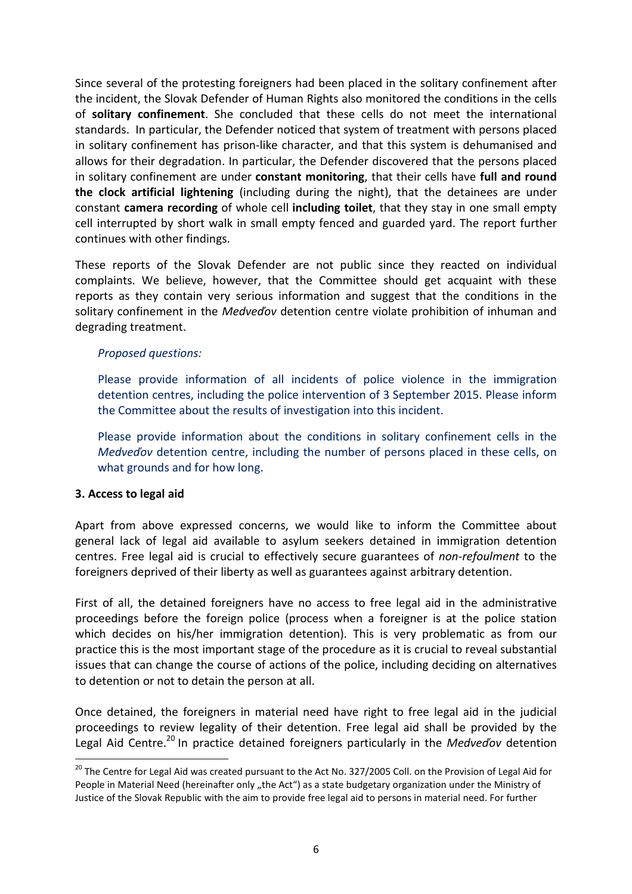Since several of the protesting foreigners had been placed in the solitary confinement after the incident, the Slovak Defender of Human Rights also monitored the conditions in the cells of **solitary confinement**. She concluded that these cells do not meet the international standards. In particular, the Defender noticed that system of treatment with persons placed in solitary confinement has prison-like character, and that this system is dehumanised and allows for their degradation. In particular, the Defender discovered that the persons placed in solitary confinement are under **constant monitoring**, that their cells have **full and round the clock artificial lightening** (including during the night), that the detainees are under constant **camera recording** of whole cell **including toilet**, that they stay in one small empty cell interrupted by short walk in small empty fenced and guarded yard. The report further continues with other findings.

These reports of the Slovak Defender are not public since they reacted on individual complaints. We believe, however, that the Committee should get acquaint with these reports as they contain very serious information and suggest that the conditions in the solitary confinement in the *Medveďov* detention centre violate prohibition of inhuman and degrading treatment.

*Proposed questions:*

Please provide information of all incidents of police violence in the immigration detention centres, including the police intervention of 3 September 2015. Please inform the Committee about the results of investigation into this incident.

Please provide information about the conditions in solitary confinement cells in the *Medveďov* detention centre, including the number of persons placed in these cells, on what grounds and for how long.

### 3. Access to legal aid

Apart from above expressed concerns, we would like to inform the Committee about general lack of legal aid available to asylum seekers detained in immigration detention centres. Free legal aid is crucial to effectively secure guarantees of *non-refoulment* to the foreigners deprived of their liberty as well as guarantees against arbitrary detention.

First of all, the detained foreigners have no access to free legal aid in the administrative proceedings before the foreign police (process when a foreigner is at the police station which decides on his/her immigration detention). This is very problematic as from our practice this is the most important stage of the procedure as it is crucial to reveal substantial issues that can change the course of actions of the police, including deciding on alternatives to detention or not to detain the person at all.

Once detained, the foreigners in material need have right to free legal aid in the judicial proceedings to review legality of their detention. Free legal aid shall be provided by the Legal Aid Centre.[20] In practice detained foreigners particularly in the *Medveďov* detention

[20] The Centre for Legal Aid was created pursuant to the Act No. 327/2005 Coll. on the Provision of Legal Aid for People in Material Need (hereinafter only „the Act") as a state budgetary organization under the Ministry of Justice of the Slovak Republic with the aim to provide free legal aid to persons in material need. For further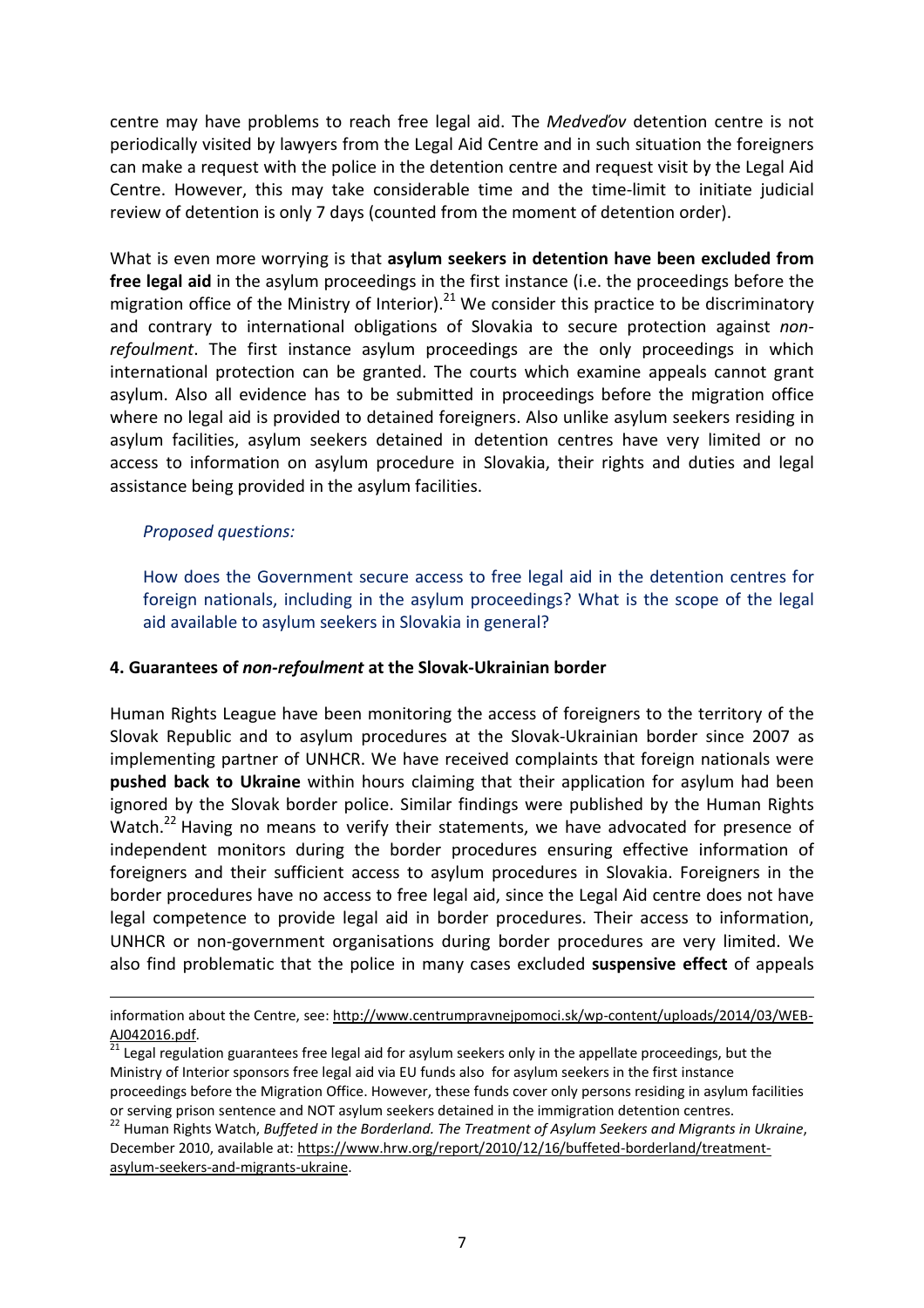centre may have problems to reach free legal aid. The *Medveďov* detention centre is not periodically visited by lawyers from the Legal Aid Centre and in such situation the foreigners can make a request with the police in the detention centre and request visit by the Legal Aid Centre. However, this may take considerable time and the time-limit to initiate judicial review of detention is only 7 days (counted from the moment of detention order).

What is even more worrying is that **asylum seekers in detention have been excluded from free legal aid** in the asylum proceedings in the first instance (i.e. the proceedings before the migration office of the Ministry of Interior).[21] We consider this practice to be discriminatory and contrary to international obligations of Slovakia to secure protection against *non-refoulment*. The first instance asylum proceedings are the only proceedings in which international protection can be granted. The courts which examine appeals cannot grant asylum. Also all evidence has to be submitted in proceedings before the migration office where no legal aid is provided to detained foreigners. Also unlike asylum seekers residing in asylum facilities, asylum seekers detained in detention centres have very limited or no access to information on asylum procedure in Slovakia, their rights and duties and legal assistance being provided in the asylum facilities.

*Proposed questions:*

How does the Government secure access to free legal aid in the detention centres for foreign nationals, including in the asylum proceedings? What is the scope of the legal aid available to asylum seekers in Slovakia in general?

#### 4. Guarantees of *non-refoulment* at the Slovak-Ukrainian border

Human Rights League have been monitoring the access of foreigners to the territory of the Slovak Republic and to asylum procedures at the Slovak-Ukrainian border since 2007 as implementing partner of UNHCR. We have received complaints that foreign nationals were **pushed back to Ukraine** within hours claiming that their application for asylum had been ignored by the Slovak border police. Similar findings were published by the Human Rights Watch.[22] Having no means to verify their statements, we have advocated for presence of independent monitors during the border procedures ensuring effective information of foreigners and their sufficient access to asylum procedures in Slovakia. Foreigners in the border procedures have no access to free legal aid, since the Legal Aid centre does not have legal competence to provide legal aid in border procedures. Their access to information, UNHCR or non-government organisations during border procedures are very limited. We also find problematic that the police in many cases excluded **suspensive effect** of appeals

---

information about the Centre, see: http://www.centrumpravnejpomoci.sk/wp-content/uploads/2014/03/WEB-AJ042016.pdf.

[21] Legal regulation guarantees free legal aid for asylum seekers only in the appellate proceedings, but the Ministry of Interior sponsors free legal aid via EU funds also for asylum seekers in the first instance proceedings before the Migration Office. However, these funds cover only persons residing in asylum facilities or serving prison sentence and NOT asylum seekers detained in the immigration detention centres.

[22] Human Rights Watch, *Buffeted in the Borderland. The Treatment of Asylum Seekers and Migrants in Ukraine*, December 2010, available at: https://www.hrw.org/report/2010/12/16/buffeted-borderland/treatment-asylum-seekers-and-migrants-ukraine.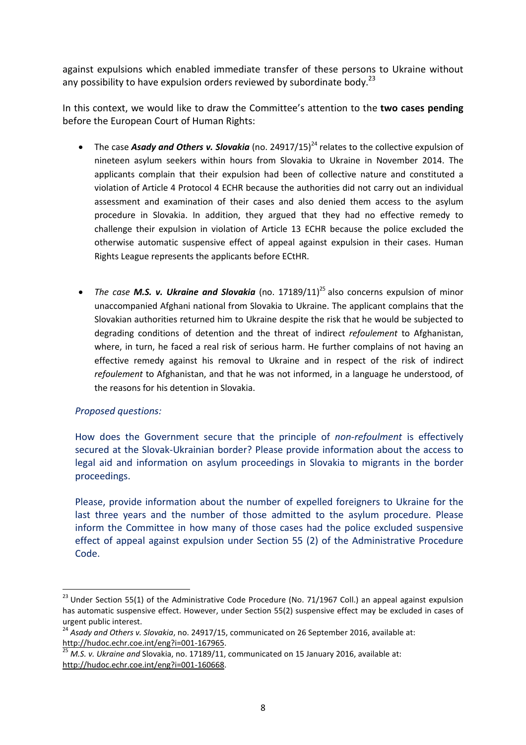against expulsions which enabled immediate transfer of these persons to Ukraine without any possibility to have expulsion orders reviewed by subordinate body.[23]

In this context, we would like to draw the Committee's attention to the **two cases pending** before the European Court of Human Rights:

- The case ***Asady and Others v. Slovakia*** (no. 24917/15)[24] relates to the collective expulsion of nineteen asylum seekers within hours from Slovakia to Ukraine in November 2014. The applicants complain that their expulsion had been of collective nature and constituted a violation of Article 4 Protocol 4 ECHR because the authorities did not carry out an individual assessment and examination of their cases and also denied them access to the asylum procedure in Slovakia. In addition, they argued that they had no effective remedy to challenge their expulsion in violation of Article 13 ECHR because the police excluded the otherwise automatic suspensive effect of appeal against expulsion in their cases. Human Rights League represents the applicants before ECtHR.

- *The case* ***M.S. v. Ukraine and Slovakia*** (no. 17189/11)[25] also concerns expulsion of minor unaccompanied Afghani national from Slovakia to Ukraine. The applicant complains that the Slovakian authorities returned him to Ukraine despite the risk that he would be subjected to degrading conditions of detention and the threat of indirect *refoulement* to Afghanistan, where, in turn, he faced a real risk of serious harm. He further complains of not having an effective remedy against his removal to Ukraine and in respect of the risk of indirect *refoulement* to Afghanistan, and that he was not informed, in a language he understood, of the reasons for his detention in Slovakia.

*Proposed questions:*

How does the Government secure that the principle of *non-refoulment* is effectively secured at the Slovak-Ukrainian border? Please provide information about the access to legal aid and information on asylum proceedings in Slovakia to migrants in the border proceedings.

Please, provide information about the number of expelled foreigners to Ukraine for the last three years and the number of those admitted to the asylum procedure. Please inform the Committee in how many of those cases had the police excluded suspensive effect of appeal against expulsion under Section 55 (2) of the Administrative Procedure Code.

---

[23] Under Section 55(1) of the Administrative Code Procedure (No. 71/1967 Coll.) an appeal against expulsion has automatic suspensive effect. However, under Section 55(2) suspensive effect may be excluded in cases of urgent public interest.

[24] *Asady and Others v. Slovakia*, no. 24917/15, communicated on 26 September 2016, available at: http://hudoc.echr.coe.int/eng?i=001-167965.

[25] *M.S. v. Ukraine and* Slovakia, no. 17189/11, communicated on 15 January 2016, available at: http://hudoc.echr.coe.int/eng?i=001-160668.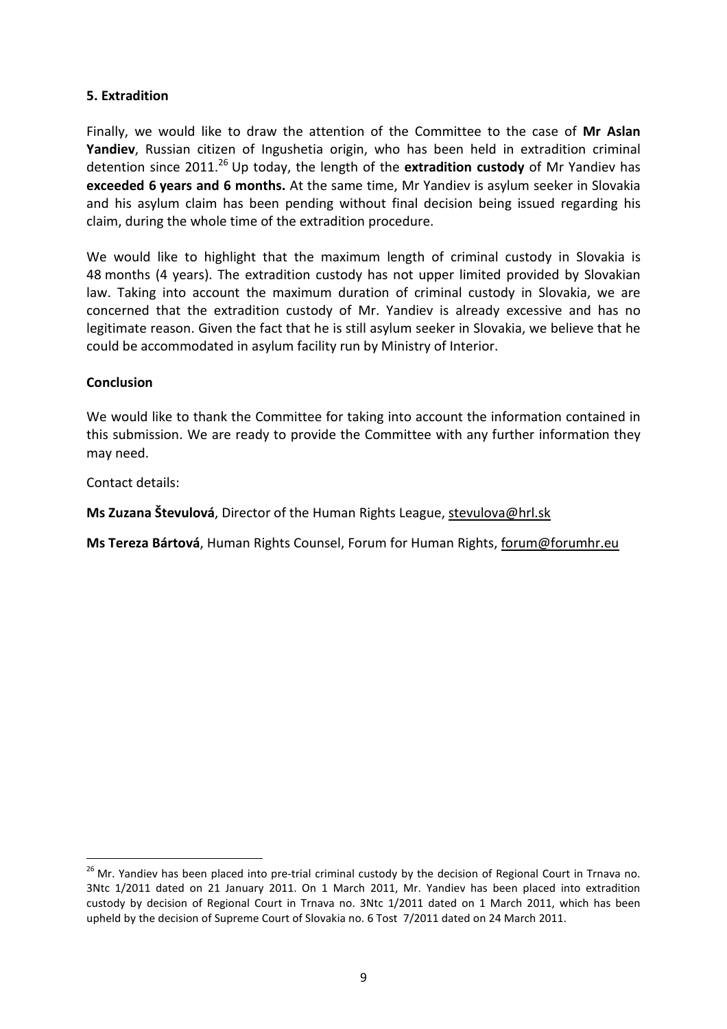## 5. Extradition

Finally, we would like to draw the attention of the Committee to the case of **Mr Aslan Yandiev**, Russian citizen of Ingushetia origin, who has been held in extradition criminal detention since 2011.[26] Up today, the length of the **extradition custody** of Mr Yandiev has **exceeded 6 years and 6 months.** At the same time, Mr Yandiev is asylum seeker in Slovakia and his asylum claim has been pending without final decision being issued regarding his claim, during the whole time of the extradition procedure.

We would like to highlight that the maximum length of criminal custody in Slovakia is 48 months (4 years). The extradition custody has not upper limited provided by Slovakian law. Taking into account the maximum duration of criminal custody in Slovakia, we are concerned that the extradition custody of Mr. Yandiev is already excessive and has no legitimate reason. Given the fact that he is still asylum seeker in Slovakia, we believe that he could be accommodated in asylum facility run by Ministry of Interior.

## Conclusion

We would like to thank the Committee for taking into account the information contained in this submission. We are ready to provide the Committee with any further information they may need.

Contact details:

**Ms Zuzana Števulová**, Director of the Human Rights League, stevulova@hrl.sk

**Ms Tereza Bártová**, Human Rights Counsel, Forum for Human Rights, forum@forumhr.eu

[26] Mr. Yandiev has been placed into pre-trial criminal custody by the decision of Regional Court in Trnava no. 3Ntc 1/2011 dated on 21 January 2011. On 1 March 2011, Mr. Yandiev has been placed into extradition custody by decision of Regional Court in Trnava no. 3Ntc 1/2011 dated on 1 March 2011, which has been upheld by the decision of Supreme Court of Slovakia no. 6 Tost 7/2011 dated on 24 March 2011.